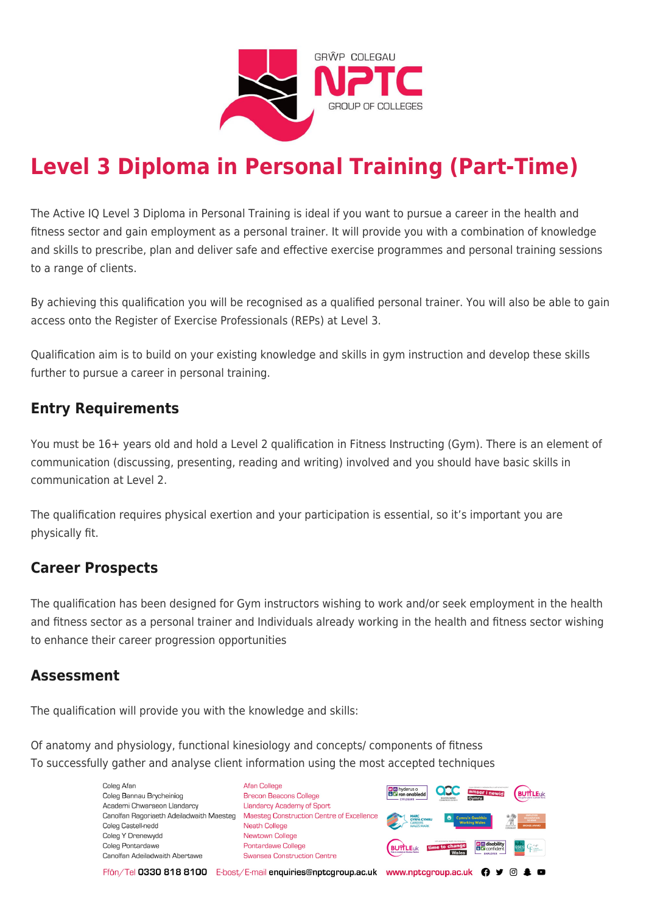# Level 3 Diploma in Personal Training (Part-Time)

The Active IQ Level 3 Diploma in Personal Training is ideal if you want to pursue a career in the health and fitness sector and gain employment as a personal trainer. It will provide you with a combination of knowledge and skills to prescribe, plan and deliver safe and effective exercise programmes and personal training sessions to a range of clients.

By achieving this qualification you will be recognised as a qualified personal trainer. You will also be able to gain access onto the Register of Exercise Professionals (REPs) at Level 3.

Qualification aim is to build on your existing knowledge and skills in gym instruction and develop these skills further to pursue a career in personal training.

## Entry Requirements

You must be 16+ years old and hold a Level 2 qualification in Fitness Instructing (Gym). There is an element of communication (discussing, presenting, reading and writing) involved and you should have basic skills in communication at Level 2.

The qualification requires physical exertion and your participation is essential, so it's important you are physically fit.

## Career Prospects

The qualification has been designed for Gym instructors wishing to work and/or seek employment in the health and fitness sector as a personal trainer and Individuals already working in the health and fitness sector wishing to enhance their career progression opportunities

## Assessment

The qualification will provide you with the knowledge and skills:

Of anatomy and physiology, functional kinesiology and concepts/ components of fitness
To successfully gather and analyse client information using the most accepted techniques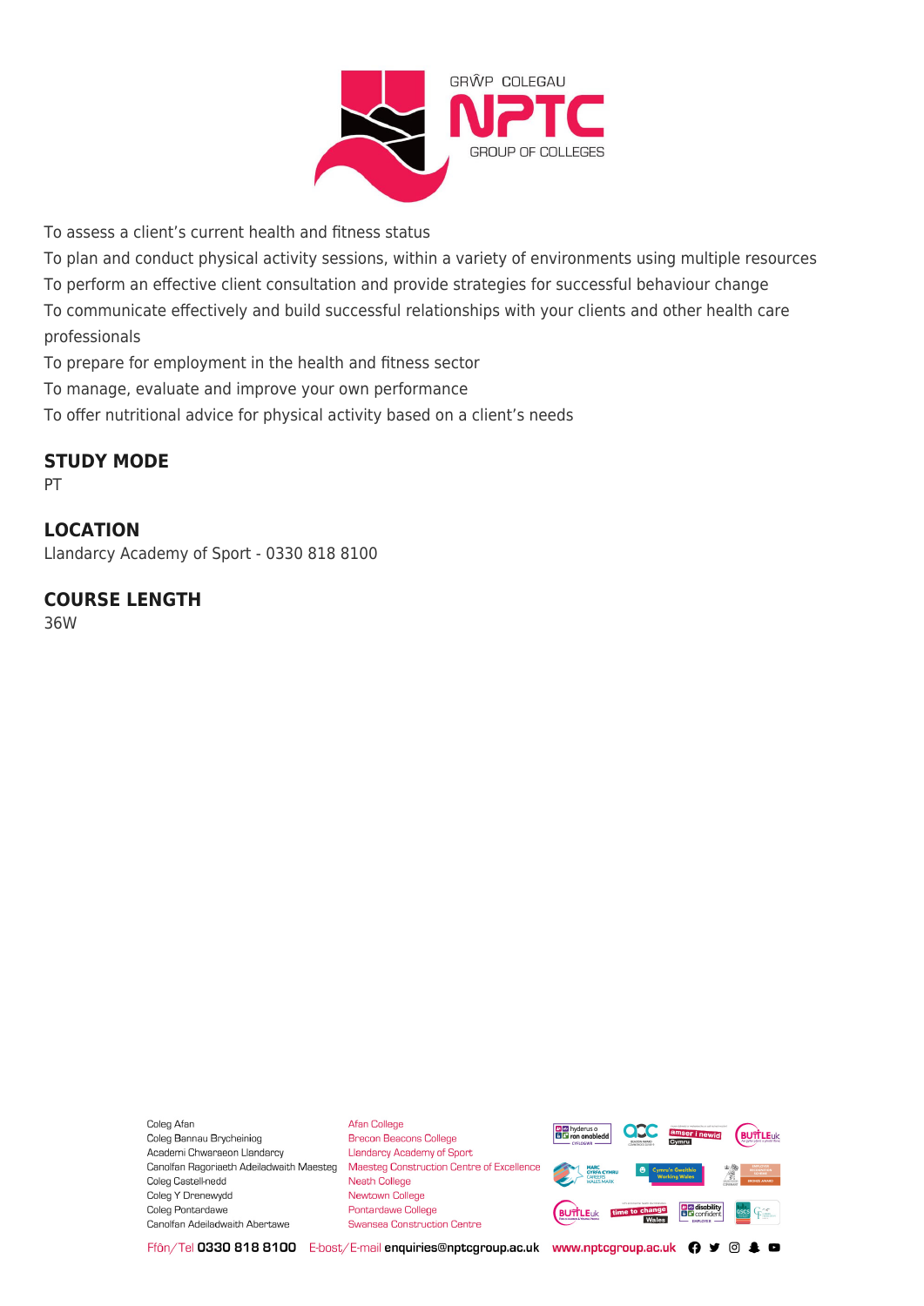To assess a client's current health and fitness status
To plan and conduct physical activity sessions, within a variety of environments using multiple resources
To perform an effective client consultation and provide strategies for successful behaviour change
To communicate effectively and build successful relationships with your clients and other health care professionals
To prepare for employment in the health and fitness sector
To manage, evaluate and improve your own performance
To offer nutritional advice for physical activity based on a client's needs

## STUDY MODE

PT

## LOCATION

Llandarcy Academy of Sport - 0330 818 8100

## COURSE LENGTH

36W